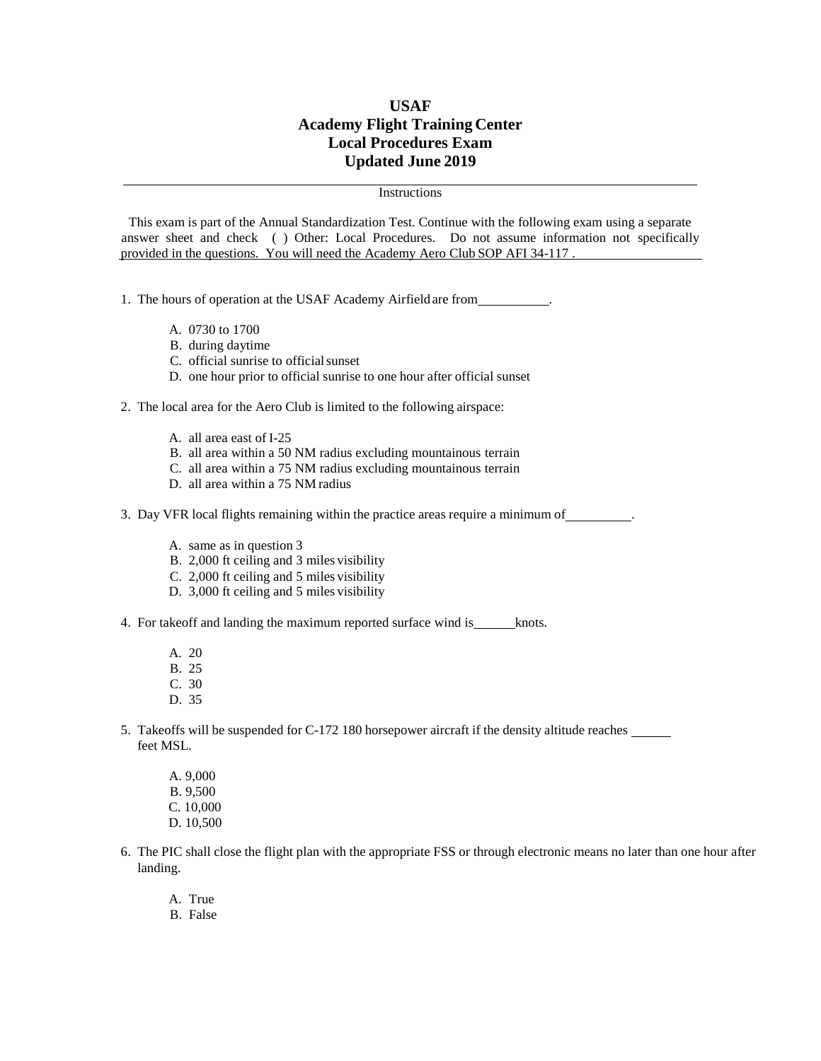# USAF
# Academy Flight Training Center
# Local Procedures Exam
# Updated June 2019

---

Instructions

This exam is part of the Annual Standardization Test. Continue with the following exam using a separate answer sheet and check ( ) Other: Local Procedures. Do not assume information not specifically provided in the questions. You will need the Academy Aero Club SOP AFI 34-117 .

1. The hours of operation at the USAF Academy Airfield are from __________.

   A. 0730 to 1700
   B. during daytime
   C. official sunrise to official sunset
   D. one hour prior to official sunrise to one hour after official sunset

2. The local area for the Aero Club is limited to the following airspace:

   A. all area east of I-25
   B. all area within a 50 NM radius excluding mountainous terrain
   C. all area within a 75 NM radius excluding mountainous terrain
   D. all area within a 75 NM radius

3. Day VFR local flights remaining within the practice areas require a minimum of _________.

   A. same as in question 3
   B. 2,000 ft ceiling and 3 miles visibility
   C. 2,000 ft ceiling and 5 miles visibility
   D. 3,000 ft ceiling and 5 miles visibility

4. For takeoff and landing the maximum reported surface wind is ______ knots.

   A. 20
   B. 25
   C. 30
   D. 35

5. Takeoffs will be suspended for C-172 180 horsepower aircraft if the density altitude reaches ______ feet MSL.

   A. 9,000
   B. 9,500
   C. 10,000
   D. 10,500

6. The PIC shall close the flight plan with the appropriate FSS or through electronic means no later than one hour after landing.

   A. True
   B. False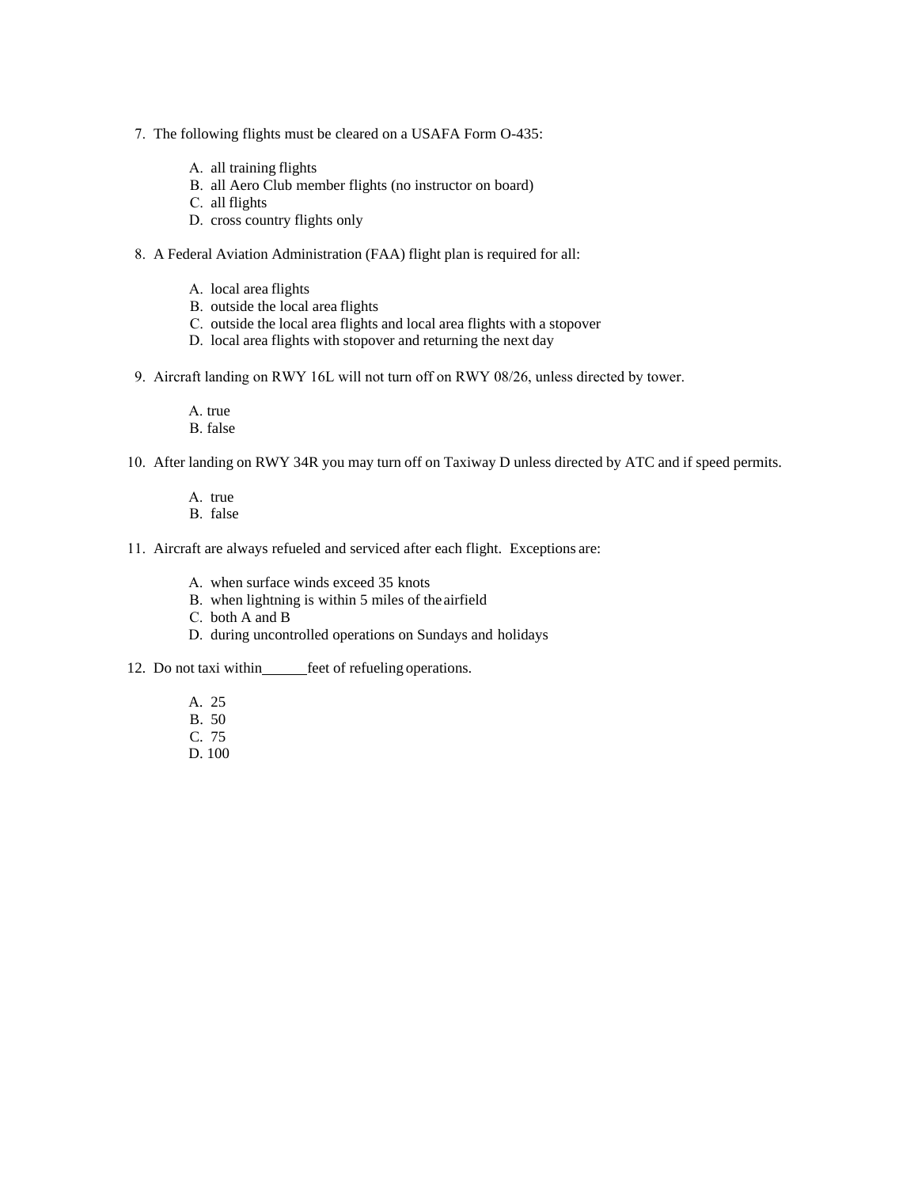7. The following flights must be cleared on a USAFA Form O-435:

   A. all training flights
   B. all Aero Club member flights (no instructor on board)
   C. all flights
   D. cross country flights only

8. A Federal Aviation Administration (FAA) flight plan is required for all:

   A. local area flights
   B. outside the local area flights
   C. outside the local area flights and local area flights with a stopover
   D. local area flights with stopover and returning the next day

9. Aircraft landing on RWY 16L will not turn off on RWY 08/26, unless directed by tower.

   A. true
   B. false

10. After landing on RWY 34R you may turn off on Taxiway D unless directed by ATC and if speed permits.

    A. true
    B. false

11. Aircraft are always refueled and serviced after each flight. Exceptions are:

    A. when surface winds exceed 35 knots
    B. when lightning is within 5 miles of the airfield
    C. both A and B
    D. during uncontrolled operations on Sundays and holidays

12. Do not taxi within______feet of refueling operations.

    A. 25
    B. 50
    C. 75
    D. 100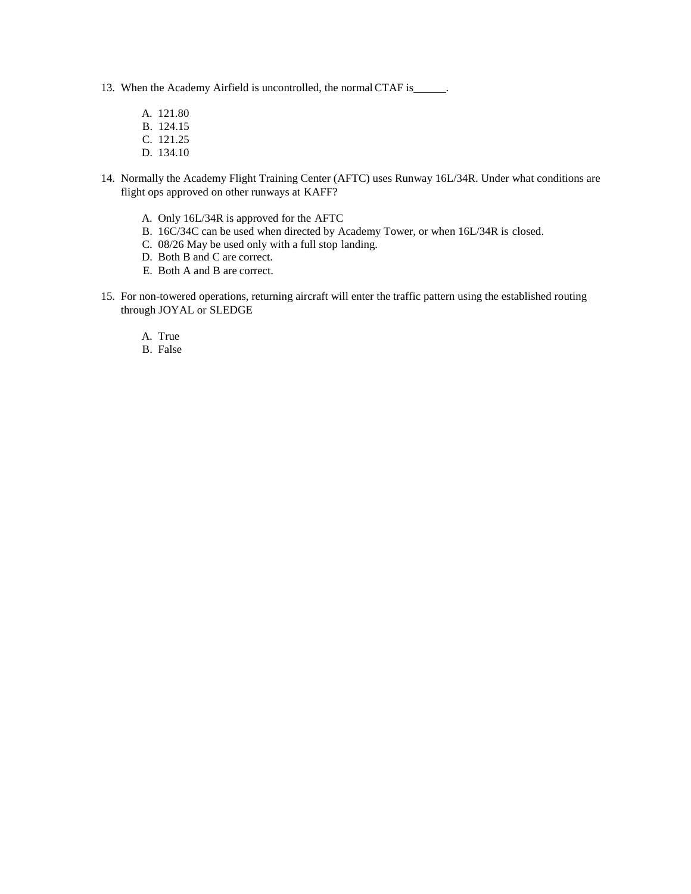13. When the Academy Airfield is uncontrolled, the normal CTAF is______.

    A. 121.80
    B. 124.15
    C. 121.25
    D. 134.10

14. Normally the Academy Flight Training Center (AFTC) uses Runway 16L/34R. Under what conditions are flight ops approved on other runways at KAFF?

    A. Only 16L/34R is approved for the AFTC
    B. 16C/34C can be used when directed by Academy Tower, or when 16L/34R is closed.
    C. 08/26 May be used only with a full stop landing.
    D. Both B and C are correct.
    E. Both A and B are correct.

15. For non-towered operations, returning aircraft will enter the traffic pattern using the established routing through JOYAL or SLEDGE

    A. True
    B. False